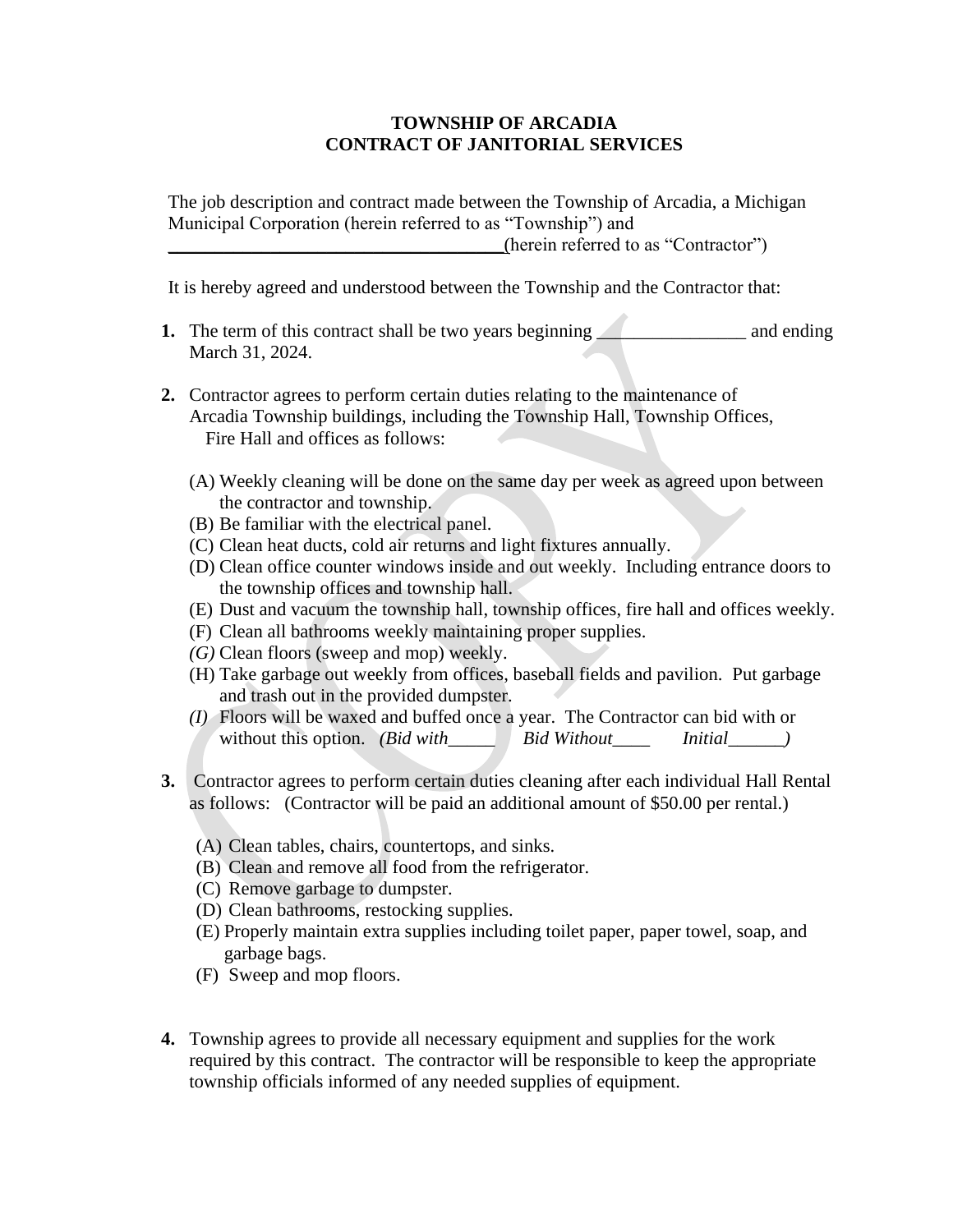**TOWNSHIP OF ARCADIA**
**CONTRACT OF JANITORIAL SERVICES**

The job description and contract made between the Township of Arcadia, a Michigan Municipal Corporation (herein referred to as "Township") and ____________________________________(herein referred to as "Contractor")

It is hereby agreed and understood between the Township and the Contractor that:

1. The term of this contract shall be two years beginning ________________ and ending March 31, 2024.

2. Contractor agrees to perform certain duties relating to the maintenance of Arcadia Township buildings, including the Township Hall, Township Offices, Fire Hall and offices as follows:

   (A) Weekly cleaning will be done on the same day per week as agreed upon between the contractor and township.
   (B) Be familiar with the electrical panel.
   (C) Clean heat ducts, cold air returns and light fixtures annually.
   (D) Clean office counter windows inside and out weekly. Including entrance doors to the township offices and township hall.
   (E) Dust and vacuum the township hall, township offices, fire hall and offices weekly.
   (F) Clean all bathrooms weekly maintaining proper supplies.
   *(G)* Clean floors (sweep and mop) weekly.
   (H) Take garbage out weekly from offices, baseball fields and pavilion. Put garbage and trash out in the provided dumpster.
   *(I)* Floors will be waxed and buffed once a year. The Contractor can bid with or without this option. *(Bid with_____ Bid Without____ Initial______)*

3. Contractor agrees to perform certain duties cleaning after each individual Hall Rental as follows: (Contractor will be paid an additional amount of $50.00 per rental.)

   (A) Clean tables, chairs, countertops, and sinks.
   (B) Clean and remove all food from the refrigerator.
   (C) Remove garbage to dumpster.
   (D) Clean bathrooms, restocking supplies.
   (E) Properly maintain extra supplies including toilet paper, paper towel, soap, and garbage bags.
   (F) Sweep and mop floors.

4. Township agrees to provide all necessary equipment and supplies for the work required by this contract. The contractor will be responsible to keep the appropriate township officials informed of any needed supplies of equipment.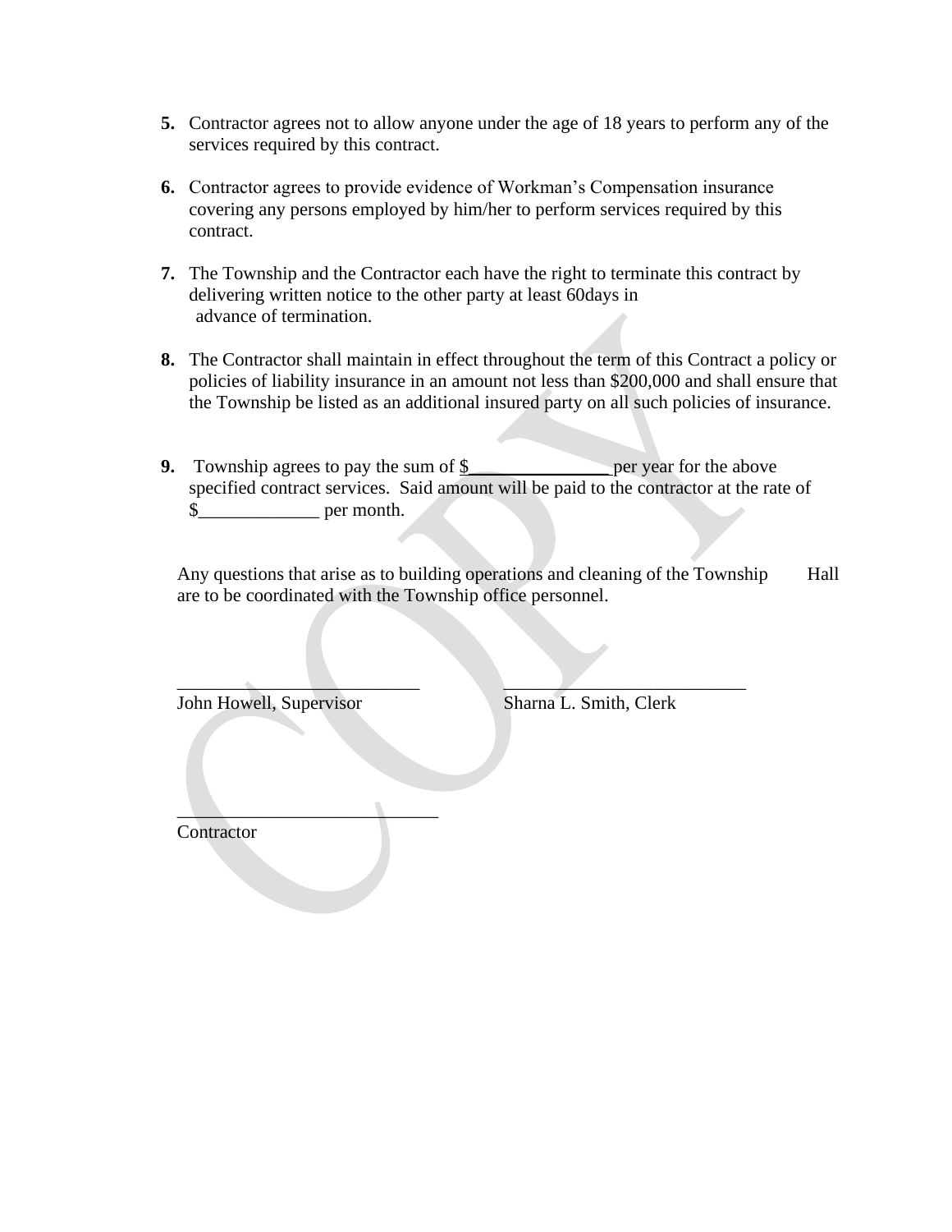5. Contractor agrees not to allow anyone under the age of 18 years to perform any of the services required by this contract.

6. Contractor agrees to provide evidence of Workman's Compensation insurance covering any persons employed by him/her to perform services required by this contract.

7. The Township and the Contractor each have the right to terminate this contract by delivering written notice to the other party at least 60days in advance of termination.

8. The Contractor shall maintain in effect throughout the term of this Contract a policy or policies of liability insurance in an amount not less than $200,000 and shall ensure that the Township be listed as an additional insured party on all such policies of insurance.

9. Township agrees to pay the sum of $_______________ per year for the above specified contract services. Said amount will be paid to the contractor at the rate of $_____________ per month.

Any questions that arise as to building operations and cleaning of the Township Hall are to be coordinated with the Township office personnel.

___________________________ ___________________________

John Howell, Supervisor Sharna L. Smith, Clerk

_____________________________

Contractor